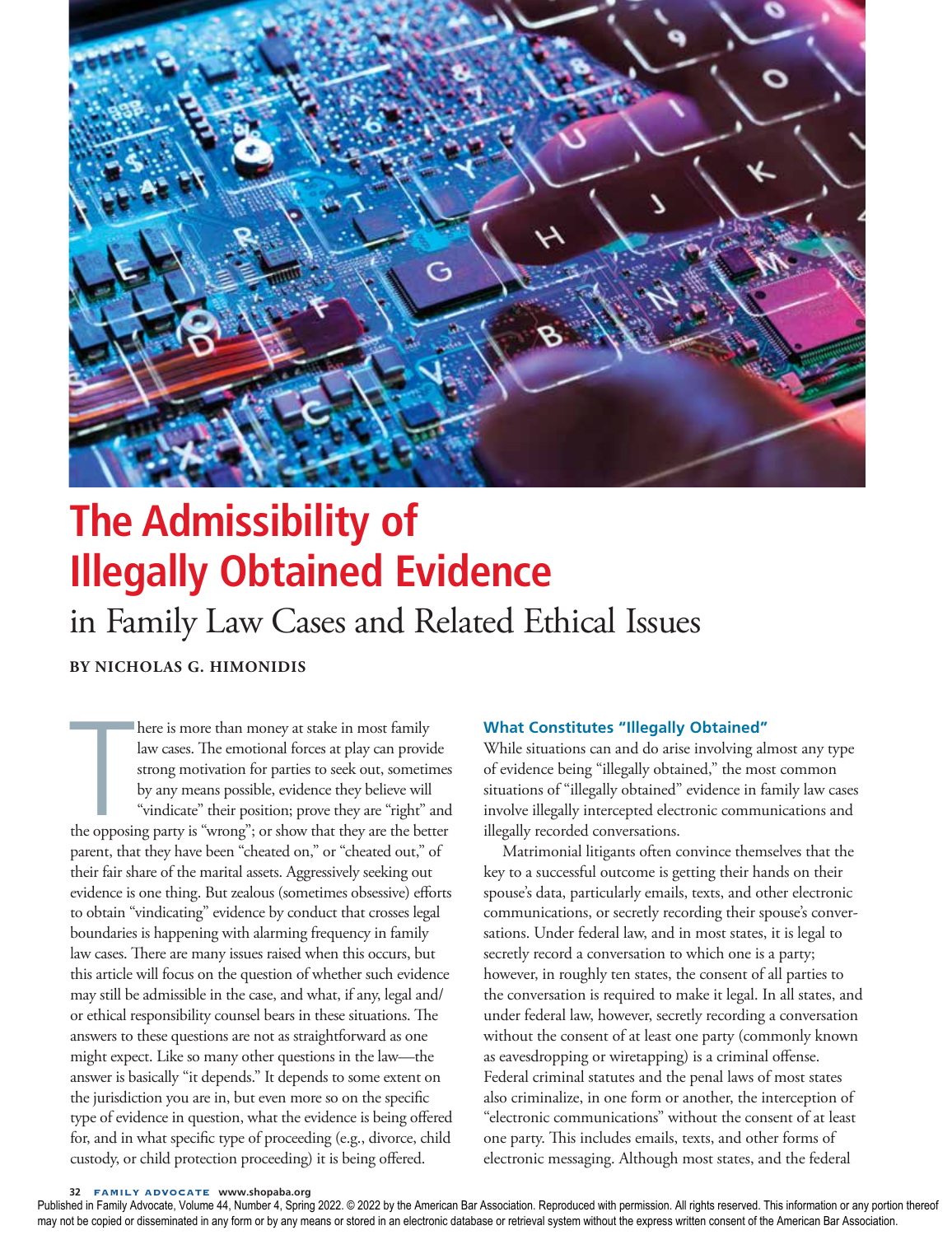# The Admissibility of Illegally Obtained Evidence

## in Family Law Cases and Related Ethical Issues

**BY NICHOLAS G. HIMONIDIS**

There is more than money at stake in most family law cases. The emotional forces at play can provide strong motivation for parties to seek out, sometimes by any means possible, evidence they believe will "vindicate" their position; prove they are "right" and the opposing party is "wrong"; or show that they are the better parent, that they have been "cheated on," or "cheated out," of their fair share of the marital assets. Aggressively seeking out evidence is one thing. But zealous (sometimes obsessive) efforts to obtain "vindicating" evidence by conduct that crosses legal boundaries is happening with alarming frequency in family law cases. There are many issues raised when this occurs, but this article will focus on the question of whether such evidence may still be admissible in the case, and what, if any, legal and/or ethical responsibility counsel bears in these situations. The answers to these questions are not as straightforward as one might expect. Like so many other questions in the law—the answer is basically "it depends." It depends to some extent on the jurisdiction you are in, but even more so on the specific type of evidence in question, what the evidence is being offered for, and in what specific type of proceeding (e.g., divorce, child custody, or child protection proceeding) it is being offered.

### What Constitutes "Illegally Obtained"

While situations can and do arise involving almost any type of evidence being "illegally obtained," the most common situations of "illegally obtained" evidence in family law cases involve illegally intercepted electronic communications and illegally recorded conversations.

Matrimonial litigants often convince themselves that the key to a successful outcome is getting their hands on their spouse's data, particularly emails, texts, and other electronic communications, or secretly recording their spouse's conversations. Under federal law, and in most states, it is legal to secretly record a conversation to which one is a party; however, in roughly ten states, the consent of all parties to the conversation is required to make it legal. In all states, and under federal law, however, secretly recording a conversation without the consent of at least one party (commonly known as eavesdropping or wiretapping) is a criminal offense. Federal criminal statutes and the penal laws of most states also criminalize, in one form or another, the interception of "electronic communications" without the consent of at least one party. This includes emails, texts, and other forms of electronic messaging. Although most states, and the federal

Published in Family Advocate, Volume 44, Number 4, Spring 2022. © 2022 by the American Bar Association. Reproduced with permission. All rights reserved. This information or any portion thereof may not be copied or disseminated in any form or by any means or stored in an electronic database or retrieval system without the express written consent of the American Bar Association.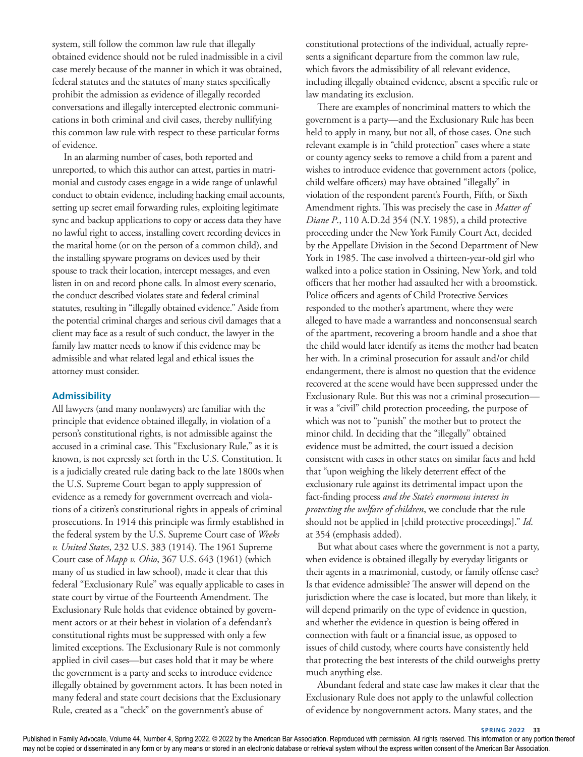system, still follow the common law rule that illegally obtained evidence should not be ruled inadmissible in a civil case merely because of the manner in which it was obtained, federal statutes and the statutes of many states specifically prohibit the admission as evidence of illegally recorded conversations and illegally intercepted electronic communications in both criminal and civil cases, thereby nullifying this common law rule with respect to these particular forms of evidence.

In an alarming number of cases, both reported and unreported, to which this author can attest, parties in matrimonial and custody cases engage in a wide range of unlawful conduct to obtain evidence, including hacking email accounts, setting up secret email forwarding rules, exploiting legitimate sync and backup applications to copy or access data they have no lawful right to access, installing covert recording devices in the marital home (or on the person of a common child), and the installing spyware programs on devices used by their spouse to track their location, intercept messages, and even listen in on and record phone calls. In almost every scenario, the conduct described violates state and federal criminal statutes, resulting in "illegally obtained evidence." Aside from the potential criminal charges and serious civil damages that a client may face as a result of such conduct, the lawyer in the family law matter needs to know if this evidence may be admissible and what related legal and ethical issues the attorney must consider.

## Admissibility

All lawyers (and many nonlawyers) are familiar with the principle that evidence obtained illegally, in violation of a person's constitutional rights, is not admissible against the accused in a criminal case. This "Exclusionary Rule," as it is known, is not expressly set forth in the U.S. Constitution. It is a judicially created rule dating back to the late 1800s when the U.S. Supreme Court began to apply suppression of evidence as a remedy for government overreach and violations of a citizen's constitutional rights in appeals of criminal prosecutions. In 1914 this principle was firmly established in the federal system by the U.S. Supreme Court case of *Weeks v. United States*, 232 U.S. 383 (1914). The 1961 Supreme Court case of *Mapp v. Ohio*, 367 U.S. 643 (1961) (which many of us studied in law school), made it clear that this federal "Exclusionary Rule" was equally applicable to cases in state court by virtue of the Fourteenth Amendment. The Exclusionary Rule holds that evidence obtained by government actors or at their behest in violation of a defendant's constitutional rights must be suppressed with only a few limited exceptions. The Exclusionary Rule is not commonly applied in civil cases—but cases hold that it may be where the government is a party and seeks to introduce evidence illegally obtained by government actors. It has been noted in many federal and state court decisions that the Exclusionary Rule, created as a "check" on the government's abuse of constitutional protections of the individual, actually represents a significant departure from the common law rule, which favors the admissibility of all relevant evidence, including illegally obtained evidence, absent a specific rule or law mandating its exclusion.

There are examples of noncriminal matters to which the government is a party—and the Exclusionary Rule has been held to apply in many, but not all, of those cases. One such relevant example is in "child protection" cases where a state or county agency seeks to remove a child from a parent and wishes to introduce evidence that government actors (police, child welfare officers) may have obtained "illegally" in violation of the respondent parent's Fourth, Fifth, or Sixth Amendment rights. This was precisely the case in *Matter of Diane P*., 110 A.D.2d 354 (N.Y. 1985), a child protective proceeding under the New York Family Court Act, decided by the Appellate Division in the Second Department of New York in 1985. The case involved a thirteen-year-old girl who walked into a police station in Ossining, New York, and told officers that her mother had assaulted her with a broomstick. Police officers and agents of Child Protective Services responded to the mother's apartment, where they were alleged to have made a warrantless and nonconsensual search of the apartment, recovering a broom handle and a shoe that the child would later identify as items the mother had beaten her with. In a criminal prosecution for assault and/or child endangerment, there is almost no question that the evidence recovered at the scene would have been suppressed under the Exclusionary Rule. But this was not a criminal prosecution—it was a "civil" child protection proceeding, the purpose of which was not to "punish" the mother but to protect the minor child. In deciding that the "illegally" obtained evidence must be admitted, the court issued a decision consistent with cases in other states on similar facts and held that "upon weighing the likely deterrent effect of the exclusionary rule against its detrimental impact upon the fact-finding process *and the State's enormous interest in protecting the welfare of children*, we conclude that the rule should not be applied in [child protective proceedings]." *Id*. at 354 (emphasis added).

But what about cases where the government is not a party, when evidence is obtained illegally by everyday litigants or their agents in a matrimonial, custody, or family offense case? Is that evidence admissible? The answer will depend on the jurisdiction where the case is located, but more than likely, it will depend primarily on the type of evidence in question, and whether the evidence in question is being offered in connection with fault or a financial issue, as opposed to issues of child custody, where courts have consistently held that protecting the best interests of the child outweighs pretty much anything else.

Abundant federal and state case law makes it clear that the Exclusionary Rule does not apply to the unlawful collection of evidence by nongovernment actors. Many states, and the

Published in Family Advocate, Volume 44, Number 4, Spring 2022. © 2022 by the American Bar Association. Reproduced with permission. All rights reserved. This information or any portion thereof may not be copied or disseminated in any form or by any means or stored in an electronic database or retrieval system without the express written consent of the American Bar Association.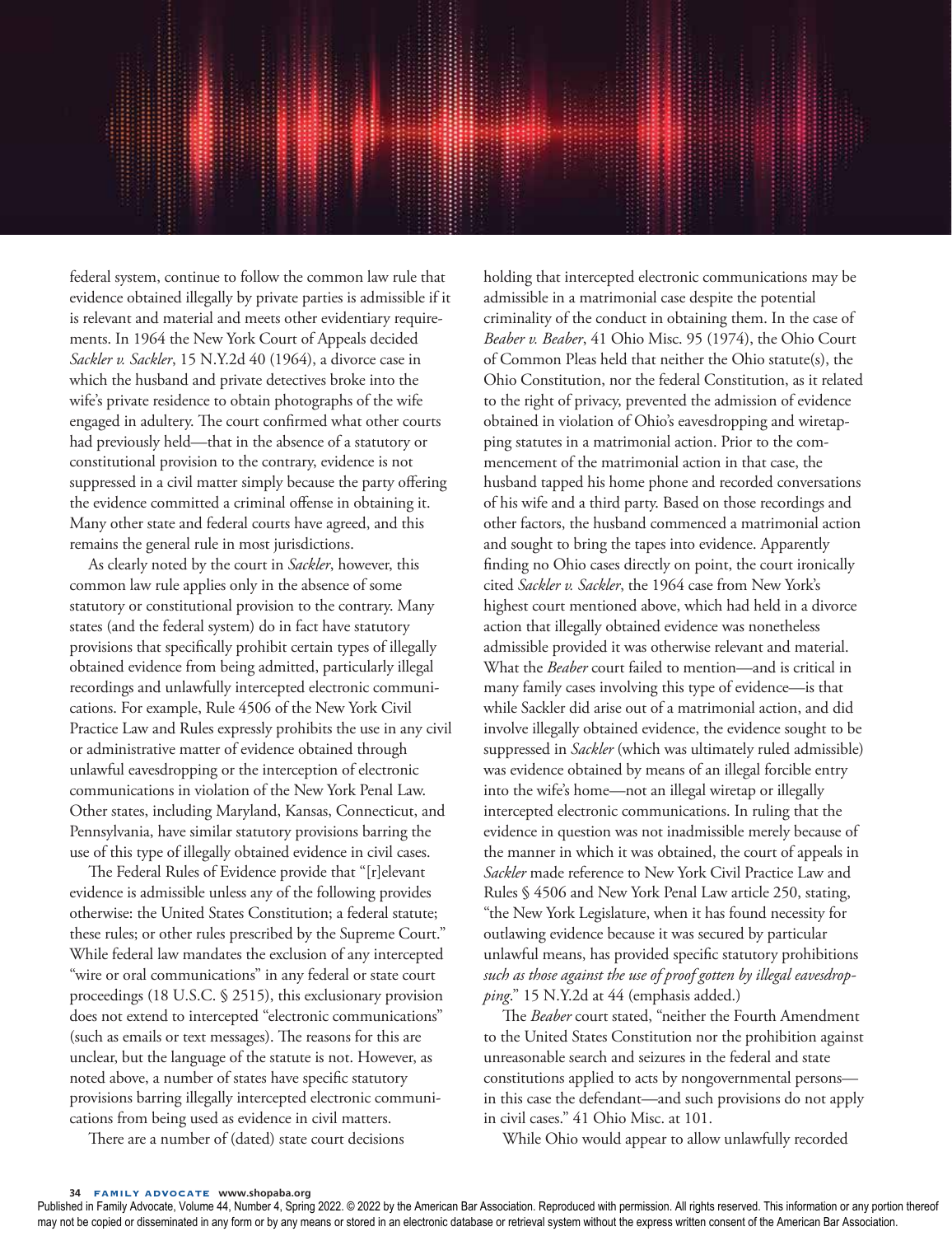federal system, continue to follow the common law rule that evidence obtained illegally by private parties is admissible if it is relevant and material and meets other evidentiary requirements. In 1964 the New York Court of Appeals decided *Sackler v. Sackler*, 15 N.Y.2d 40 (1964), a divorce case in which the husband and private detectives broke into the wife's private residence to obtain photographs of the wife engaged in adultery. The court confirmed what other courts had previously held—that in the absence of a statutory or constitutional provision to the contrary, evidence is not suppressed in a civil matter simply because the party offering the evidence committed a criminal offense in obtaining it. Many other state and federal courts have agreed, and this remains the general rule in most jurisdictions.

As clearly noted by the court in *Sackler*, however, this common law rule applies only in the absence of some statutory or constitutional provision to the contrary. Many states (and the federal system) do in fact have statutory provisions that specifically prohibit certain types of illegally obtained evidence from being admitted, particularly illegal recordings and unlawfully intercepted electronic communications. For example, Rule 4506 of the New York Civil Practice Law and Rules expressly prohibits the use in any civil or administrative matter of evidence obtained through unlawful eavesdropping or the interception of electronic communications in violation of the New York Penal Law. Other states, including Maryland, Kansas, Connecticut, and Pennsylvania, have similar statutory provisions barring the use of this type of illegally obtained evidence in civil cases.

The Federal Rules of Evidence provide that "[r]elevant evidence is admissible unless any of the following provides otherwise: the United States Constitution; a federal statute; these rules; or other rules prescribed by the Supreme Court." While federal law mandates the exclusion of any intercepted "wire or oral communications" in any federal or state court proceedings (18 U.S.C. § 2515), this exclusionary provision does not extend to intercepted "electronic communications" (such as emails or text messages). The reasons for this are unclear, but the language of the statute is not. However, as noted above, a number of states have specific statutory provisions barring illegally intercepted electronic communications from being used as evidence in civil matters.

There are a number of (dated) state court decisions holding that intercepted electronic communications may be admissible in a matrimonial case despite the potential criminality of the conduct in obtaining them. In the case of *Beaber v. Beaber*, 41 Ohio Misc. 95 (1974), the Ohio Court of Common Pleas held that neither the Ohio statute(s), the Ohio Constitution, nor the federal Constitution, as it related to the right of privacy, prevented the admission of evidence obtained in violation of Ohio's eavesdropping and wiretapping statutes in a matrimonial action. Prior to the commencement of the matrimonial action in that case, the husband tapped his home phone and recorded conversations of his wife and a third party. Based on those recordings and other factors, the husband commenced a matrimonial action and sought to bring the tapes into evidence. Apparently finding no Ohio cases directly on point, the court ironically cited *Sackler v. Sackler*, the 1964 case from New York's highest court mentioned above, which had held in a divorce action that illegally obtained evidence was nonetheless admissible provided it was otherwise relevant and material. What the *Beaber* court failed to mention—and is critical in many family cases involving this type of evidence—is that while Sackler did arise out of a matrimonial action, and did involve illegally obtained evidence, the evidence sought to be suppressed in *Sackler* (which was ultimately ruled admissible) was evidence obtained by means of an illegal forcible entry into the wife's home—not an illegal wiretap or illegally intercepted electronic communications. In ruling that the evidence in question was not inadmissible merely because of the manner in which it was obtained, the court of appeals in *Sackler* made reference to New York Civil Practice Law and Rules § 4506 and New York Penal Law article 250, stating, "the New York Legislature, when it has found necessity for outlawing evidence because it was secured by particular unlawful means, has provided specific statutory prohibitions *such as those against the use of proof gotten by illegal eavesdropping*." 15 N.Y.2d at 44 (emphasis added.)

The *Beaber* court stated, "neither the Fourth Amendment to the United States Constitution nor the prohibition against unreasonable search and seizures in the federal and state constitutions applied to acts by nongovernmental persons—in this case the defendant—and such provisions do not apply in civil cases." 41 Ohio Misc. at 101.

While Ohio would appear to allow unlawfully recorded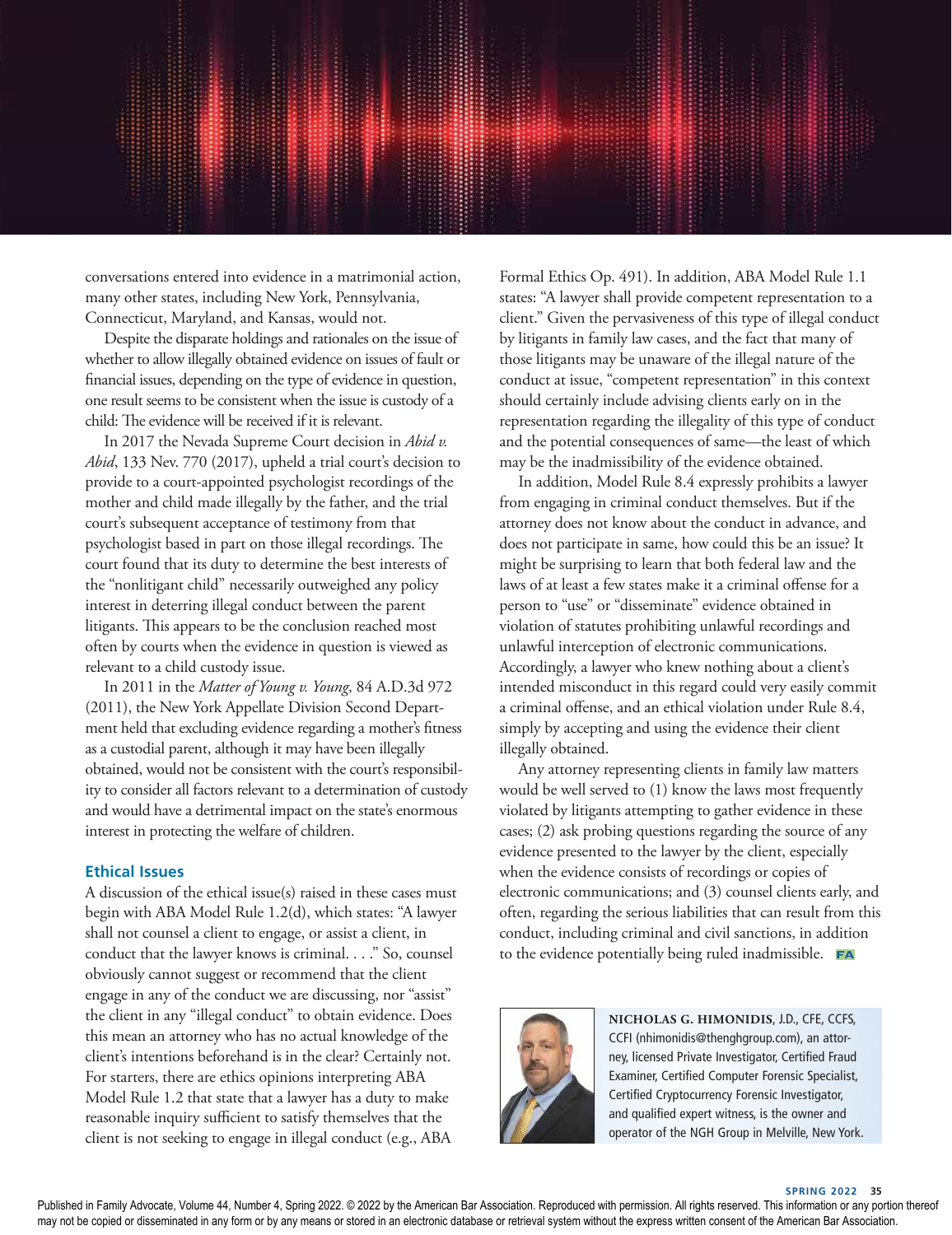conversations entered into evidence in a matrimonial action, many other states, including New York, Pennsylvania, Connecticut, Maryland, and Kansas, would not.

Despite the disparate holdings and rationales on the issue of whether to allow illegally obtained evidence on issues of fault or financial issues, depending on the type of evidence in question, one result seems to be consistent when the issue is custody of a child: The evidence will be received if it is relevant.

In 2017 the Nevada Supreme Court decision in *Abid v. Abid*, 133 Nev. 770 (2017), upheld a trial court's decision to provide to a court-appointed psychologist recordings of the mother and child made illegally by the father, and the trial court's subsequent acceptance of testimony from that psychologist based in part on those illegal recordings. The court found that its duty to determine the best interests of the "nonlitigant child" necessarily outweighed any policy interest in deterring illegal conduct between the parent litigants. This appears to be the conclusion reached most often by courts when the evidence in question is viewed as relevant to a child custody issue.

In 2011 in the *Matter of Young v. Young*, 84 A.D.3d 972 (2011), the New York Appellate Division Second Department held that excluding evidence regarding a mother's fitness as a custodial parent, although it may have been illegally obtained, would not be consistent with the court's responsibility to consider all factors relevant to a determination of custody and would have a detrimental impact on the state's enormous interest in protecting the welfare of children.

### Ethical Issues

A discussion of the ethical issue(s) raised in these cases must begin with ABA Model Rule 1.2(d), which states: "A lawyer shall not counsel a client to engage, or assist a client, in conduct that the lawyer knows is criminal. . . ." So, counsel obviously cannot suggest or recommend that the client engage in any of the conduct we are discussing, nor "assist" the client in any "illegal conduct" to obtain evidence. Does this mean an attorney who has no actual knowledge of the client's intentions beforehand is in the clear? Certainly not. For starters, there are ethics opinions interpreting ABA Model Rule 1.2 that state that a lawyer has a duty to make reasonable inquiry sufficient to satisfy themselves that the client is not seeking to engage in illegal conduct (e.g., ABA Formal Ethics Op. 491). In addition, ABA Model Rule 1.1 states: "A lawyer shall provide competent representation to a client." Given the pervasiveness of this type of illegal conduct by litigants in family law cases, and the fact that many of those litigants may be unaware of the illegal nature of the conduct at issue, "competent representation" in this context should certainly include advising clients early on in the representation regarding the illegality of this type of conduct and the potential consequences of same—the least of which may be the inadmissibility of the evidence obtained.

In addition, Model Rule 8.4 expressly prohibits a lawyer from engaging in criminal conduct themselves. But if the attorney does not know about the conduct in advance, and does not participate in same, how could this be an issue? It might be surprising to learn that both federal law and the laws of at least a few states make it a criminal offense for a person to "use" or "disseminate" evidence obtained in violation of statutes prohibiting unlawful recordings and unlawful interception of electronic communications. Accordingly, a lawyer who knew nothing about a client's intended misconduct in this regard could very easily commit a criminal offense, and an ethical violation under Rule 8.4, simply by accepting and using the evidence their client illegally obtained.

Any attorney representing clients in family law matters would be well served to (1) know the laws most frequently violated by litigants attempting to gather evidence in these cases; (2) ask probing questions regarding the source of any evidence presented to the lawyer by the client, especially when the evidence consists of recordings or copies of electronic communications; and (3) counsel clients early, and often, regarding the serious liabilities that can result from this conduct, including criminal and civil sanctions, in addition to the evidence potentially being ruled inadmissible. FA

**NICHOLAS G. HIMONIDIS**, J.D., CFE, CCFS, CCFI (nhimonidis@thenghgroup.com), an attorney, licensed Private Investigator, Certified Fraud Examiner, Certified Computer Forensic Specialist, Certified Cryptocurrency Forensic Investigator, and qualified expert witness, is the owner and operator of the NGH Group in Melville, New York.

Published in Family Advocate, Volume 44, Number 4, Spring 2022. © 2022 by the American Bar Association. Reproduced with permission. All rights reserved. This information or any portion thereof may not be copied or disseminated in any form or by any means or stored in an electronic database or retrieval system without the express written consent of the American Bar Association.